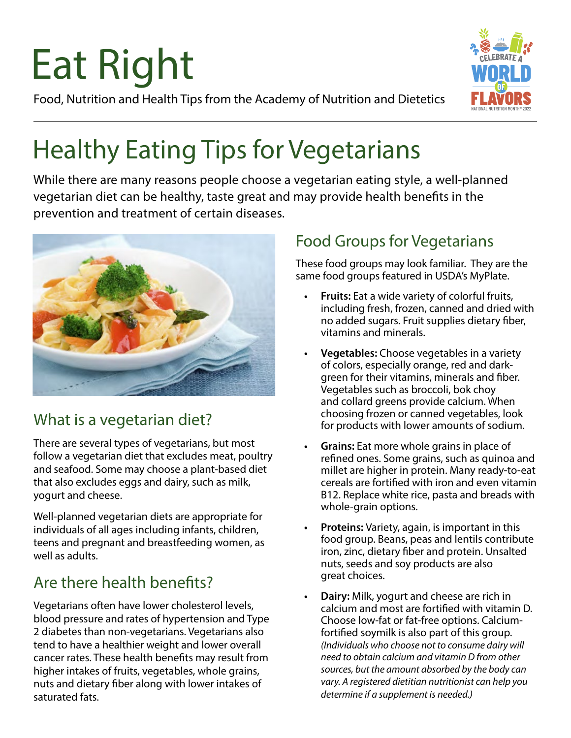# Eat Right

Food, Nutrition and Health Tips from the Academy of Nutrition and Dietetics

## Healthy Eating Tips for Vegetarians

While there are many reasons people choose a vegetarian eating style, a well-planned vegetarian diet can be healthy, taste great and may provide health benefits in the prevention and treatment of certain diseases.

### What is a vegetarian diet?

There are several types of vegetarians, but most follow a vegetarian diet that excludes meat, poultry and seafood. Some may choose a plant-based diet that also excludes eggs and dairy, such as milk, yogurt and cheese.

Well-planned vegetarian diets are appropriate for individuals of all ages including infants, children, teens and pregnant and breastfeeding women, as well as adults.

### Are there health benefits?

Vegetarians often have lower cholesterol levels, blood pressure and rates of hypertension and Type 2 diabetes than non-vegetarians. Vegetarians also tend to have a healthier weight and lower overall cancer rates. These health benefits may result from higher intakes of fruits, vegetables, whole grains, nuts and dietary fiber along with lower intakes of saturated fats.

### Food Groups for Vegetarians

These food groups may look familiar. They are the same food groups featured in USDA's MyPlate.

- **Fruits:** Eat a wide variety of colorful fruits, including fresh, frozen, canned and dried with no added sugars. Fruit supplies dietary fiber, vitamins and minerals.
- **Vegetables:** Choose vegetables in a variety of colors, especially orange, red and dark-green for their vitamins, minerals and fiber. Vegetables such as broccoli, bok choy and collard greens provide calcium. When choosing frozen or canned vegetables, look for products with lower amounts of sodium.
- **Grains:** Eat more whole grains in place of refined ones. Some grains, such as quinoa and millet are higher in protein. Many ready-to-eat cereals are fortified with iron and even vitamin B12. Replace white rice, pasta and breads with whole-grain options.
- **Proteins:** Variety, again, is important in this food group. Beans, peas and lentils contribute iron, zinc, dietary fiber and protein. Unsalted nuts, seeds and soy products are also great choices.
- **Dairy:** Milk, yogurt and cheese are rich in calcium and most are fortified with vitamin D. Choose low-fat or fat-free options. Calcium-fortified soymilk is also part of this group. *(Individuals who choose not to consume dairy will need to obtain calcium and vitamin D from other sources, but the amount absorbed by the body can vary. A registered dietitian nutritionist can help you determine if a supplement is needed.)*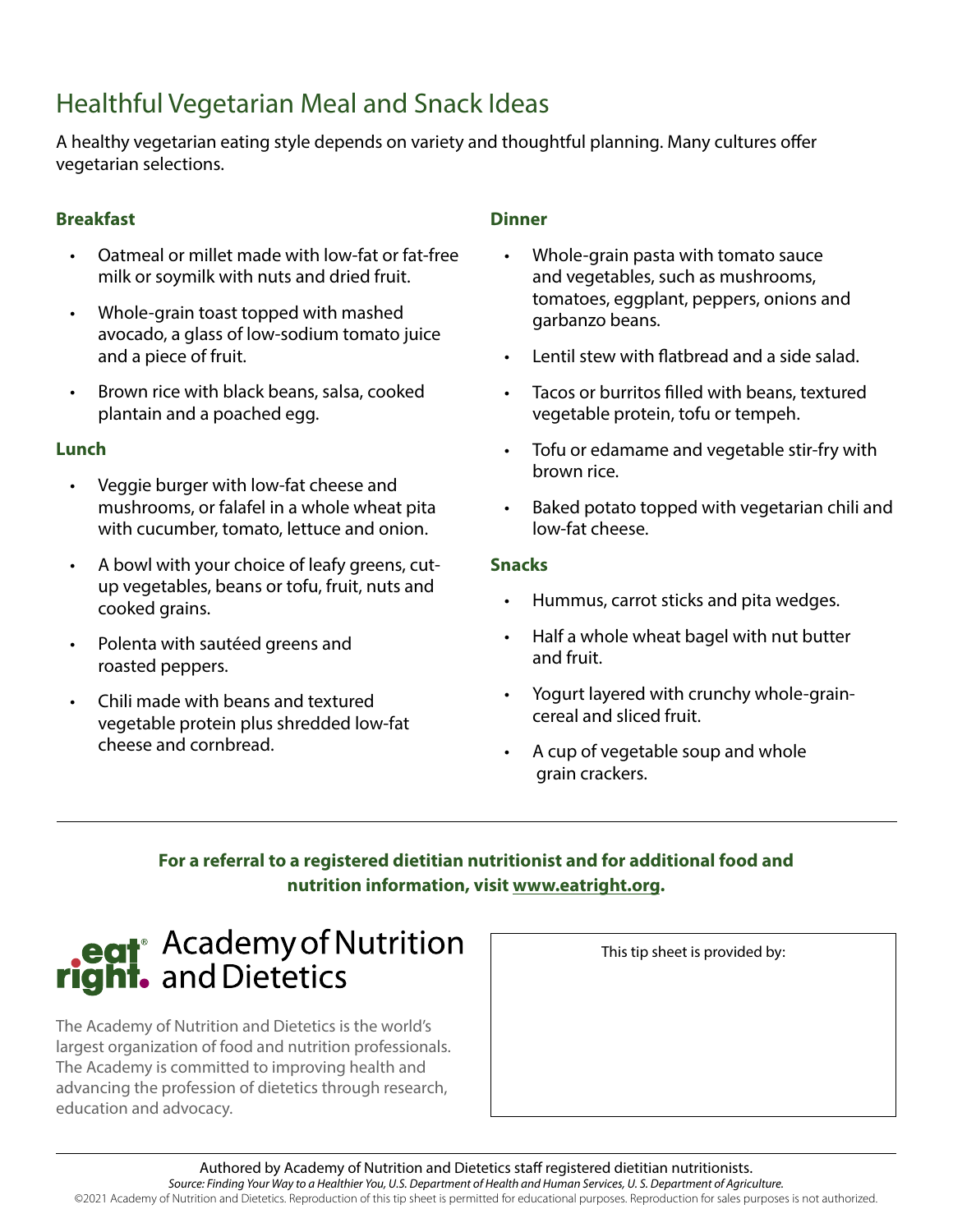# Healthful Vegetarian Meal and Snack Ideas

A healthy vegetarian eating style depends on variety and thoughtful planning. Many cultures offer vegetarian selections.

### Breakfast

- Oatmeal or millet made with low-fat or fat-free milk or soymilk with nuts and dried fruit.
- Whole-grain toast topped with mashed avocado, a glass of low-sodium tomato juice and a piece of fruit.
- Brown rice with black beans, salsa, cooked plantain and a poached egg.

### Lunch

- Veggie burger with low-fat cheese and mushrooms, or falafel in a whole wheat pita with cucumber, tomato, lettuce and onion.
- A bowl with your choice of leafy greens, cut-up vegetables, beans or tofu, fruit, nuts and cooked grains.
- Polenta with sautéed greens and roasted peppers.
- Chili made with beans and textured vegetable protein plus shredded low-fat cheese and cornbread.

### Dinner

- Whole-grain pasta with tomato sauce and vegetables, such as mushrooms, tomatoes, eggplant, peppers, onions and garbanzo beans.
- Lentil stew with flatbread and a side salad.
- Tacos or burritos filled with beans, textured vegetable protein, tofu or tempeh.
- Tofu or edamame and vegetable stir-fry with brown rice.
- Baked potato topped with vegetarian chili and low-fat cheese.

### Snacks

- Hummus, carrot sticks and pita wedges.
- Half a whole wheat bagel with nut butter and fruit.
- Yogurt layered with crunchy whole-grain-cereal and sliced fruit.
- A cup of vegetable soup and whole grain crackers.

---

**For a referral to a registered dietitian nutritionist and for additional food and nutrition information, visit www.eatright.org.**

eat right. Academy of Nutrition and Dietetics

The Academy of Nutrition and Dietetics is the world's largest organization of food and nutrition professionals. The Academy is committed to improving health and advancing the profession of dietetics through research, education and advocacy.

This tip sheet is provided by:

---

Authored by Academy of Nutrition and Dietetics staff registered dietitian nutritionists.

*Source: Finding Your Way to a Healthier You, U.S. Department of Health and Human Services, U. S. Department of Agriculture.*

©2021 Academy of Nutrition and Dietetics. Reproduction of this tip sheet is permitted for educational purposes. Reproduction for sales purposes is not authorized.